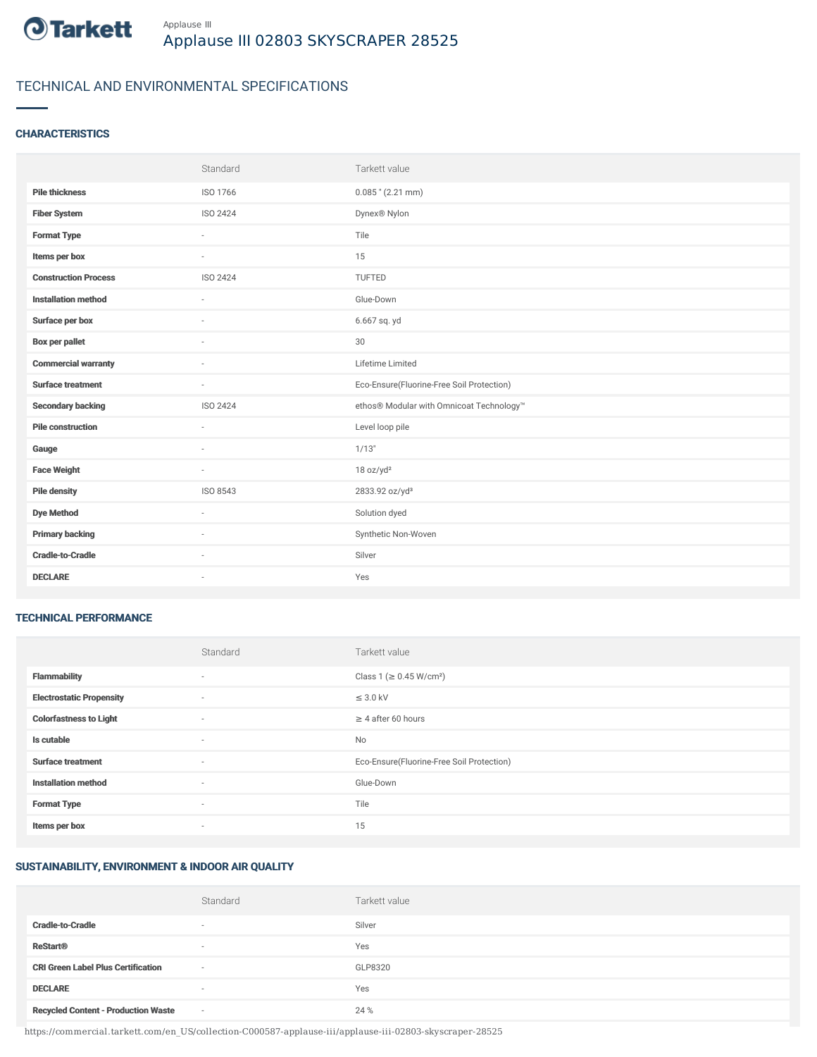Applause III

# Applause III 02803 SKYSCRAPER 28525

## TECHNICAL AND ENVIRONMENTAL SPECIFICATIONS

### CHARACTERISTICS

| | Standard | Tarkett value |
|---|---|---|
| **Pile thickness** | ISO 1766 | 0.085 " (2.21 mm) |
| **Fiber System** | ISO 2424 | Dynex® Nylon |
| **Format Type** | - | Tile |
| **Items per box** | - | 15 |
| **Construction Process** | ISO 2424 | TUFTED |
| **Installation method** | - | Glue-Down |
| **Surface per box** | - | 6.667 sq. yd |
| **Box per pallet** | - | 30 |
| **Commercial warranty** | - | Lifetime Limited |
| **Surface treatment** | - | Eco-Ensure(Fluorine-Free Soil Protection) |
| **Secondary backing** | ISO 2424 | ethos® Modular with Omnicoat Technology™ |
| **Pile construction** | - | Level loop pile |
| **Gauge** | - | 1/13" |
| **Face Weight** | - | 18 oz/yd² |
| **Pile density** | ISO 8543 | 2833.92 oz/yd³ |
| **Dye Method** | - | Solution dyed |
| **Primary backing** | - | Synthetic Non-Woven |
| **Cradle-to-Cradle** | - | Silver |
| **DECLARE** | - | Yes |

### TECHNICAL PERFORMANCE

| | Standard | Tarkett value |
|---|---|---|
| **Flammability** | - | Class 1 (≥ 0.45 W/cm²) |
| **Electrostatic Propensity** | - | ≤ 3.0 kV |
| **Colorfastness to Light** | - | ≥ 4 after 60 hours |
| **Is cutable** | - | No |
| **Surface treatment** | - | Eco-Ensure(Fluorine-Free Soil Protection) |
| **Installation method** | - | Glue-Down |
| **Format Type** | - | Tile |
| **Items per box** | - | 15 |

### SUSTAINABILITY, ENVIRONMENT & INDOOR AIR QUALITY

| | Standard | Tarkett value |
|---|---|---|
| **Cradle-to-Cradle** | - | Silver |
| **ReStart®** | - | Yes |
| **CRI Green Label Plus Certification** | - | GLP8320 |
| **DECLARE** | - | Yes |
| **Recycled Content - Production Waste** | - | 24 % |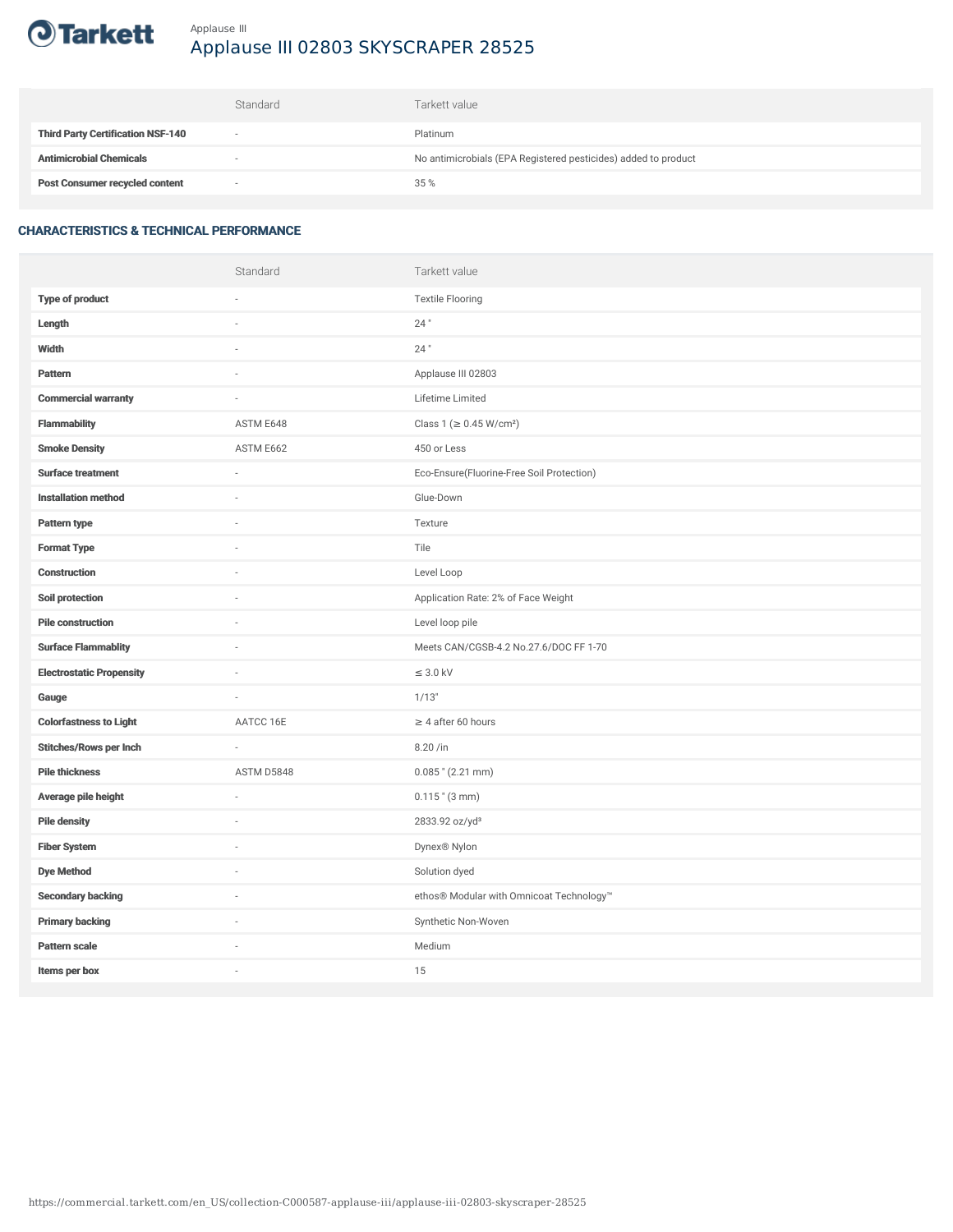Applause III

# Applause III 02803 SKYSCRAPER 28525

| | Standard | Tarkett value |
|---|---|---|
| **Third Party Certification NSF-140** | - | Platinum |
| **Antimicrobial Chemicals** | - | No antimicrobials (EPA Registered pesticides) added to product |
| **Post Consumer recycled content** | - | 35 % |

## CHARACTERISTICS & TECHNICAL PERFORMANCE

| | Standard | Tarkett value |
|---|---|---|
| **Type of product** | - | Textile Flooring |
| **Length** | - | 24 " |
| **Width** | - | 24 " |
| **Pattern** | - | Applause III 02803 |
| **Commercial warranty** | - | Lifetime Limited |
| **Flammability** | ASTM E648 | Class 1 (≥ 0.45 W/cm²) |
| **Smoke Density** | ASTM E662 | 450 or Less |
| **Surface treatment** | - | Eco-Ensure(Fluorine-Free Soil Protection) |
| **Installation method** | - | Glue-Down |
| **Pattern type** | - | Texture |
| **Format Type** | - | Tile |
| **Construction** | - | Level Loop |
| **Soil protection** | - | Application Rate: 2% of Face Weight |
| **Pile construction** | - | Level loop pile |
| **Surface Flammablity** | - | Meets CAN/CGSB-4.2 No.27.6/DOC FF 1-70 |
| **Electrostatic Propensity** | - | ≤ 3.0 kV |
| **Gauge** | - | 1/13" |
| **Colorfastness to Light** | AATCC 16E | ≥ 4 after 60 hours |
| **Stitches/Rows per Inch** | - | 8.20 /in |
| **Pile thickness** | ASTM D5848 | 0.085 " (2.21 mm) |
| **Average pile height** | - | 0.115 " (3 mm) |
| **Pile density** | - | 2833.92 oz/yd³ |
| **Fiber System** | - | Dynex® Nylon |
| **Dye Method** | - | Solution dyed |
| **Secondary backing** | - | ethos® Modular with Omnicoat Technology™ |
| **Primary backing** | - | Synthetic Non-Woven |
| **Pattern scale** | - | Medium |
| **Items per box** | - | 15 |

https://commercial.tarkett.com/en_US/collection-C000587-applause-iii/applause-iii-02803-skyscraper-28525